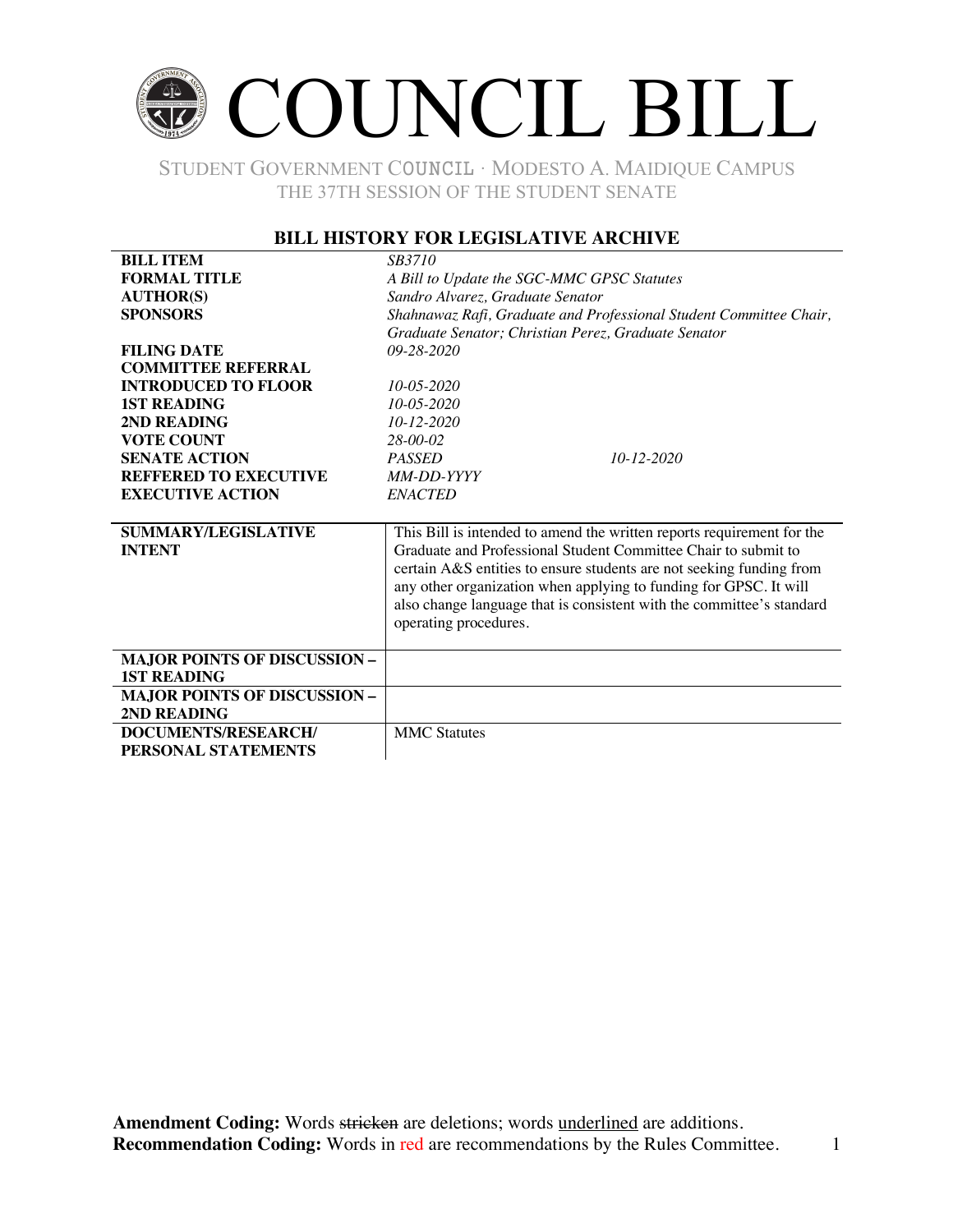# COUNCIL BILL

STUDENT GOVERNMENT COUNCIL · MODESTO A. MAIDIQUE CAMPUS
THE 37TH SESSION OF THE STUDENT SENATE

## BILL HISTORY FOR LEGISLATIVE ARCHIVE

| | | |
|---|---|---|
| **BILL ITEM** | *SB3710* | |
| **FORMAL TITLE** | *A Bill to Update the SGC-MMC GPSC Statutes* | |
| **AUTHOR(S)** | *Sandro Alvarez, Graduate Senator* | |
| **SPONSORS** | *Shahnawaz Rafi, Graduate and Professional Student Committee Chair, Graduate Senator; Christian Perez, Graduate Senator* | |
| **FILING DATE** | *09-28-2020* | |
| **COMMITTEE REFERRAL** | | |
| **INTRODUCED TO FLOOR** | *10-05-2020* | |
| **1ST READING** | *10-05-2020* | |
| **2ND READING** | *10-12-2020* | |
| **VOTE COUNT** | *28-00-02* | |
| **SENATE ACTION** | *PASSED* | *10-12-2020* |
| **REFFERED TO EXECUTIVE** | *MM-DD-YYYY* | |
| **EXECUTIVE ACTION** | *ENACTED* | |

| | |
|---|---|
| **SUMMARY/LEGISLATIVE INTENT** | This Bill is intended to amend the written reports requirement for the Graduate and Professional Student Committee Chair to submit to certain A&S entities to ensure students are not seeking funding from any other organization when applying to funding for GPSC. It will also change language that is consistent with the committee's standard operating procedures. |
| **MAJOR POINTS OF DISCUSSION – 1ST READING** | |
| **MAJOR POINTS OF DISCUSSION – 2ND READING** | |
| **DOCUMENTS/RESEARCH/ PERSONAL STATEMENTS** | MMC Statutes |

**Amendment Coding:** Words ~~stricken~~ are deletions; words <u>underlined</u> are additions.
**Recommendation Coding:** Words in red are recommendations by the Rules Committee.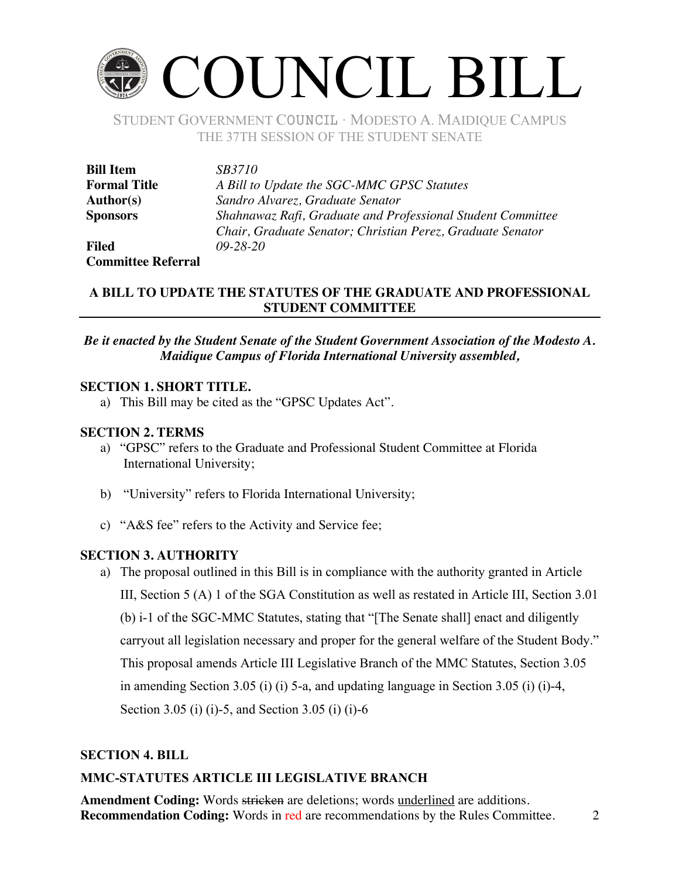# COUNCIL BILL

STUDENT GOVERNMENT COUNCIL · MODESTO A. MAIDIQUE CAMPUS
THE 37TH SESSION OF THE STUDENT SENATE

| | |
|---|---|
| **Bill Item** | *SB3710* |
| **Formal Title** | *A Bill to Update the SGC-MMC GPSC Statutes* |
| **Author(s)** | *Sandro Alvarez, Graduate Senator* |
| **Sponsors** | *Shahnawaz Rafi, Graduate and Professional Student Committee Chair, Graduate Senator; Christian Perez, Graduate Senator* |
| **Filed** | *09-28-20* |
| **Committee Referral** | |

**A BILL TO UPDATE THE STATUTES OF THE GRADUATE AND PROFESSIONAL STUDENT COMMITTEE**

***Be it enacted by the Student Senate of the Student Government Association of the Modesto A. Maidique Campus of Florida International University assembled,***

**SECTION 1. SHORT TITLE.**

a) This Bill may be cited as the "GPSC Updates Act".

**SECTION 2. TERMS**

a) "GPSC" refers to the Graduate and Professional Student Committee at Florida International University;

b) "University" refers to Florida International University;

c) "A&S fee" refers to the Activity and Service fee;

**SECTION 3. AUTHORITY**

a) The proposal outlined in this Bill is in compliance with the authority granted in Article III, Section 5 (A) 1 of the SGA Constitution as well as restated in Article III, Section 3.01 (b) i-1 of the SGC-MMC Statutes, stating that "[The Senate shall] enact and diligently carryout all legislation necessary and proper for the general welfare of the Student Body." This proposal amends Article III Legislative Branch of the MMC Statutes, Section 3.05 in amending Section 3.05 (i) (i) 5-a, and updating language in Section 3.05 (i) (i)-4, Section 3.05 (i) (i)-5, and Section 3.05 (i) (i)-6

**SECTION 4. BILL**

**MMC-STATUTES ARTICLE III LEGISLATIVE BRANCH**

**Amendment Coding:** Words ~~stricken~~ are deletions; words <u>underlined</u> are additions.
**Recommendation Coding:** Words in red are recommendations by the Rules Committee.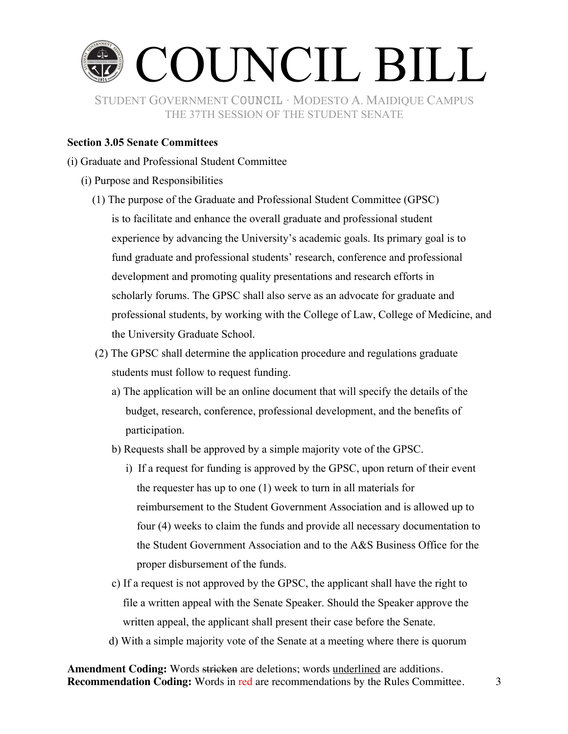**Section 3.05 Senate Committees**

(i) Graduate and Professional Student Committee

(i) Purpose and Responsibilities

(1) The purpose of the Graduate and Professional Student Committee (GPSC) is to facilitate and enhance the overall graduate and professional student experience by advancing the University's academic goals. Its primary goal is to fund graduate and professional students' research, conference and professional development and promoting quality presentations and research efforts in scholarly forums. The GPSC shall also serve as an advocate for graduate and professional students, by working with the College of Law, College of Medicine, and the University Graduate School.

(2) The GPSC shall determine the application procedure and regulations graduate students must follow to request funding.

a) The application will be an online document that will specify the details of the budget, research, conference, professional development, and the benefits of participation.

b) Requests shall be approved by a simple majority vote of the GPSC.

i) If a request for funding is approved by the GPSC, upon return of their event the requester has up to one (1) week to turn in all materials for reimbursement to the Student Government Association and is allowed up to four (4) weeks to claim the funds and provide all necessary documentation to the Student Government Association and to the A&S Business Office for the proper disbursement of the funds.

c) If a request is not approved by the GPSC, the applicant shall have the right to file a written appeal with the Senate Speaker. Should the Speaker approve the written appeal, the applicant shall present their case before the Senate.

d) With a simple majority vote of the Senate at a meeting where there is quorum

**Amendment Coding:** Words ~~stricken~~ are deletions; words <u>underlined</u> are additions.
**Recommendation Coding:** Words in red are recommendations by the Rules Committee.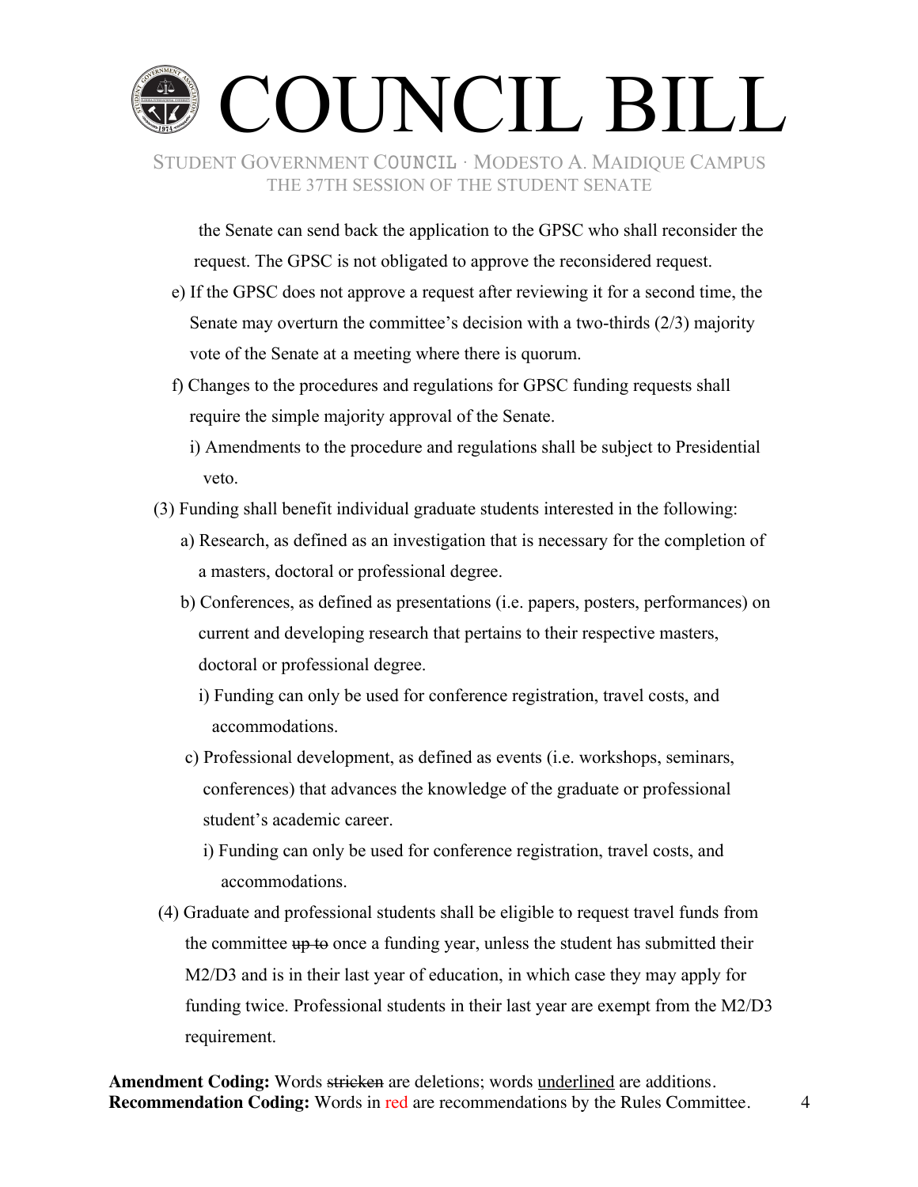the Senate can send back the application to the GPSC who shall reconsider the request. The GPSC is not obligated to approve the reconsidered request.

e) If the GPSC does not approve a request after reviewing it for a second time, the Senate may overturn the committee's decision with a two-thirds (2/3) majority vote of the Senate at a meeting where there is quorum.

f) Changes to the procedures and regulations for GPSC funding requests shall require the simple majority approval of the Senate.

i) Amendments to the procedure and regulations shall be subject to Presidential veto.

(3) Funding shall benefit individual graduate students interested in the following:

a) Research, as defined as an investigation that is necessary for the completion of a masters, doctoral or professional degree.

b) Conferences, as defined as presentations (i.e. papers, posters, performances) on current and developing research that pertains to their respective masters, doctoral or professional degree.

i) Funding can only be used for conference registration, travel costs, and accommodations.

c) Professional development, as defined as events (i.e. workshops, seminars, conferences) that advances the knowledge of the graduate or professional student's academic career.

i) Funding can only be used for conference registration, travel costs, and accommodations.

(4) Graduate and professional students shall be eligible to request travel funds from the committee ~~up to~~ once a funding year, unless the student has submitted their M2/D3 and is in their last year of education, in which case they may apply for funding twice. Professional students in their last year are exempt from the M2/D3 requirement.

**Amendment Coding:** Words ~~stricken~~ are deletions; words <u>underlined</u> are additions.
**Recommendation Coding:** Words in red are recommendations by the Rules Committee.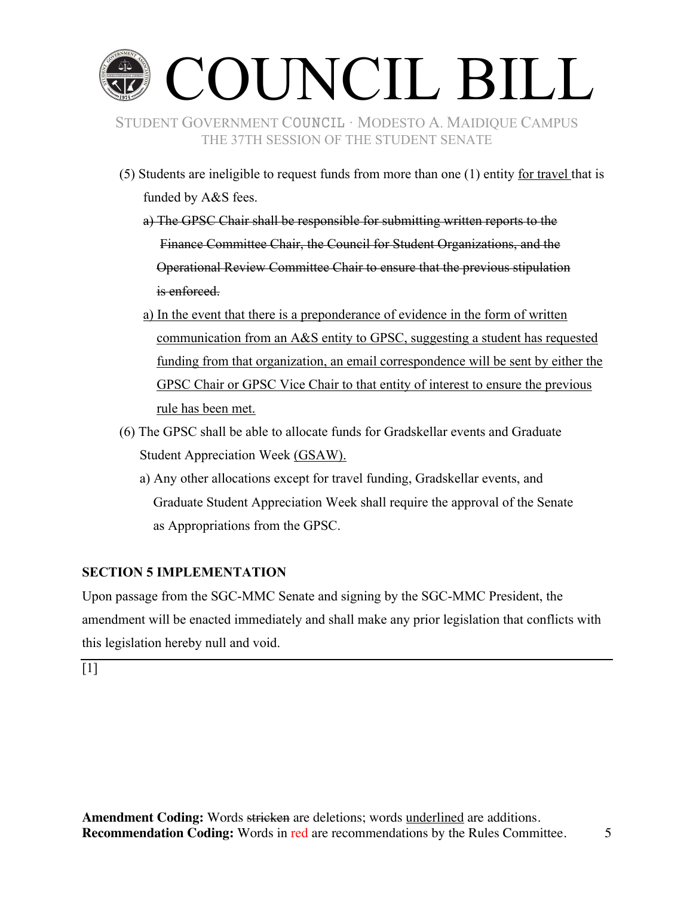(5) Students are ineligible to request funds from more than one (1) entity <u>for travel</u> that is funded by A&S fees.

   ~~a) The GPSC Chair shall be responsible for submitting written reports to the Finance Committee Chair, the Council for Student Organizations, and the Operational Review Committee Chair to ensure that the previous stipulation is enforced.~~

   <u>a) In the event that there is a preponderance of evidence in the form of written communication from an A&S entity to GPSC, suggesting a student has requested funding from that organization, an email correspondence will be sent by either the GPSC Chair or GPSC Vice Chair to that entity of interest to ensure the previous rule has been met.</u>

(6) The GPSC shall be able to allocate funds for Gradskellar events and Graduate Student Appreciation Week <u>(GSAW).</u>

   a) Any other allocations except for travel funding, Gradskellar events, and Graduate Student Appreciation Week shall require the approval of the Senate as Appropriations from the GPSC.

**SECTION 5 IMPLEMENTATION**

Upon passage from the SGC-MMC Senate and signing by the SGC-MMC President, the amendment will be enacted immediately and shall make any prior legislation that conflicts with this legislation hereby null and void.

---

[1]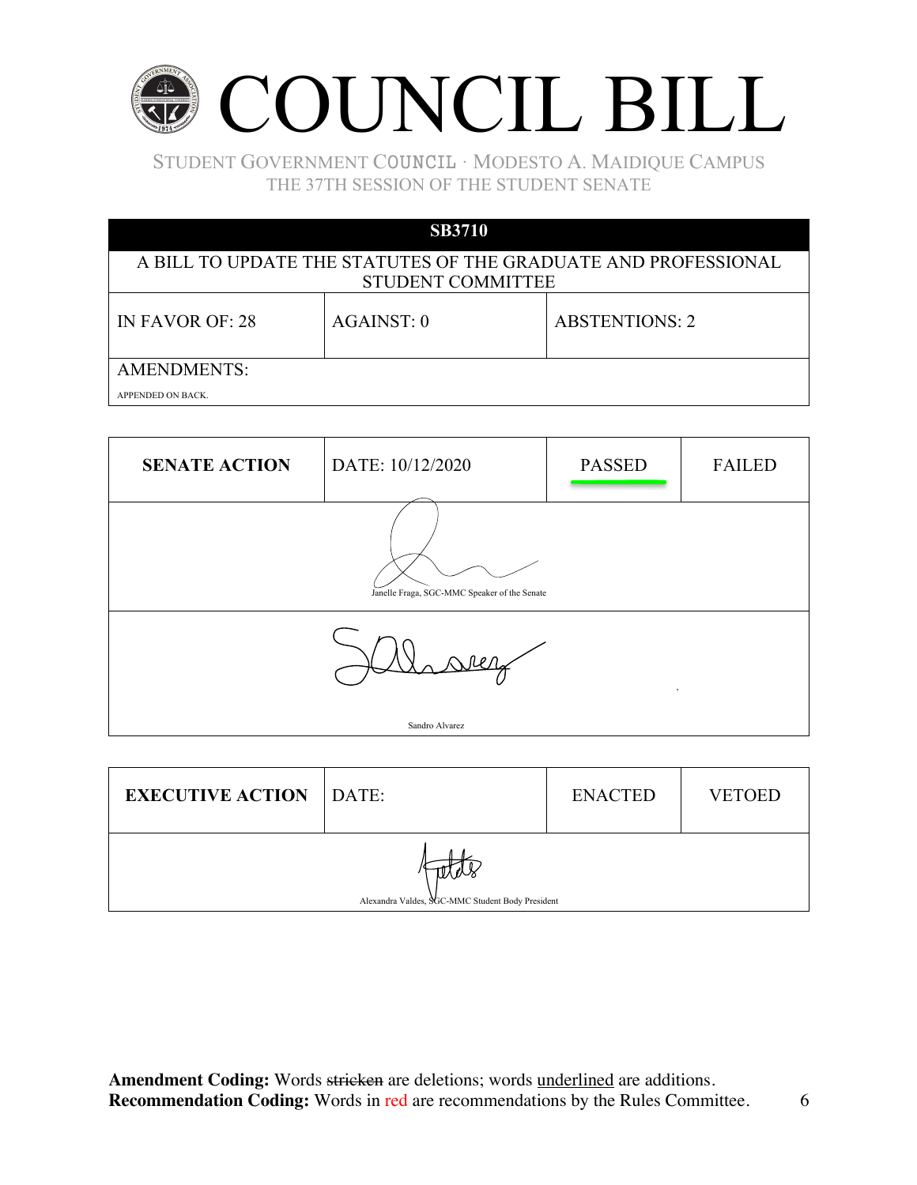# COUNCIL BILL

STUDENT GOVERNMENT COUNCIL · MODESTO A. MAIDIQUE CAMPUS
THE 37TH SESSION OF THE STUDENT SENATE

| SB3710 | | |
|---|---|---|
| A BILL TO UPDATE THE STATUTES OF THE GRADUATE AND PROFESSIONAL STUDENT COMMITTEE | | |
| IN FAVOR OF: 28 | AGAINST: 0 | ABSTENTIONS: 2 |
| AMENDMENTS: APPENDED ON BACK. | | |

| SENATE ACTION | DATE: 10/12/2020 | PASSED | FAILED |
|---|---|---|---|
| Janelle Fraga, SGC-MMC Speaker of the Senate | | | |
| Sandro Alvarez | | | |

| EXECUTIVE ACTION | DATE: | ENACTED | VETOED |
|---|---|---|---|
| Alexandra Valdes, SGC-MMC Student Body President | | | |

**Amendment Coding:** Words ~~stricken~~ are deletions; words <u>underlined</u> are additions.
**Recommendation Coding:** Words in red are recommendations by the Rules Committee.